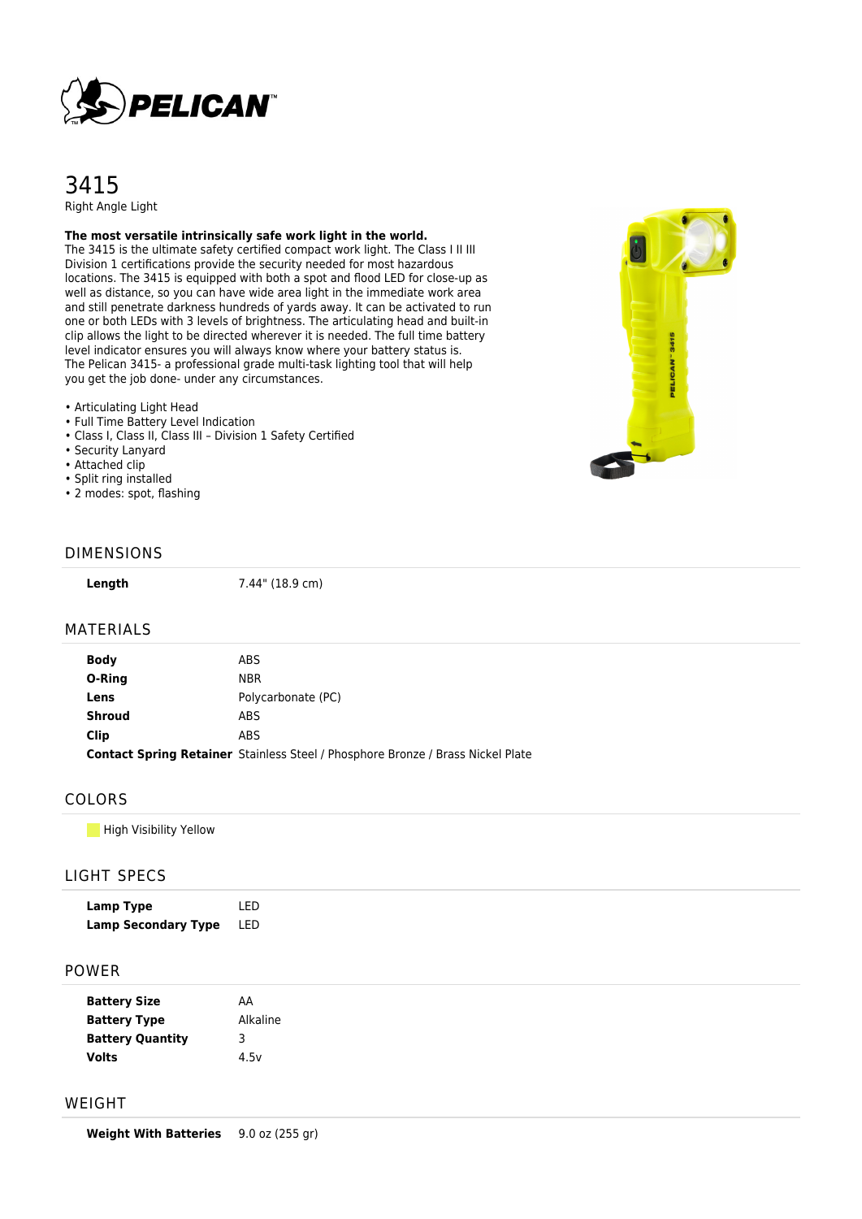# 3415

Right Angle Light

**The most versatile intrinsically safe work light in the world.**
The 3415 is the ultimate safety certified compact work light. The Class I II III Division 1 certifications provide the security needed for most hazardous locations. The 3415 is equipped with both a spot and flood LED for close-up as well as distance, so you can have wide area light in the immediate work area and still penetrate darkness hundreds of yards away. It can be activated to run one or both LEDs with 3 levels of brightness. The articulating head and built-in clip allows the light to be directed wherever it is needed. The full time battery level indicator ensures you will always know where your battery status is.
The Pelican 3415- a professional grade multi-task lighting tool that will help you get the job done- under any circumstances.

- Articulating Light Head
- Full Time Battery Level Indication
- Class I, Class II, Class III – Division 1 Safety Certified
- Security Lanyard
- Attached clip
- Split ring installed
- 2 modes: spot, flashing

## DIMENSIONS

| | |
|---|---|
| **Length** | 7.44" (18.9 cm) |

## MATERIALS

| | |
|---|---|
| **Body** | ABS |
| **O-Ring** | NBR |
| **Lens** | Polycarbonate (PC) |
| **Shroud** | ABS |
| **Clip** | ABS |
| **Contact Spring Retainer** | Stainless Steel / Phosphore Bronze / Brass Nickel Plate |

## COLORS

High Visibility Yellow

## LIGHT SPECS

| | |
|---|---|
| **Lamp Type** | LED |
| **Lamp Secondary Type** | LED |

## POWER

| | |
|---|---|
| **Battery Size** | AA |
| **Battery Type** | Alkaline |
| **Battery Quantity** | 3 |
| **Volts** | 4.5v |

## WEIGHT

| | |
|---|---|
| **Weight With Batteries** | 9.0 oz (255 gr) |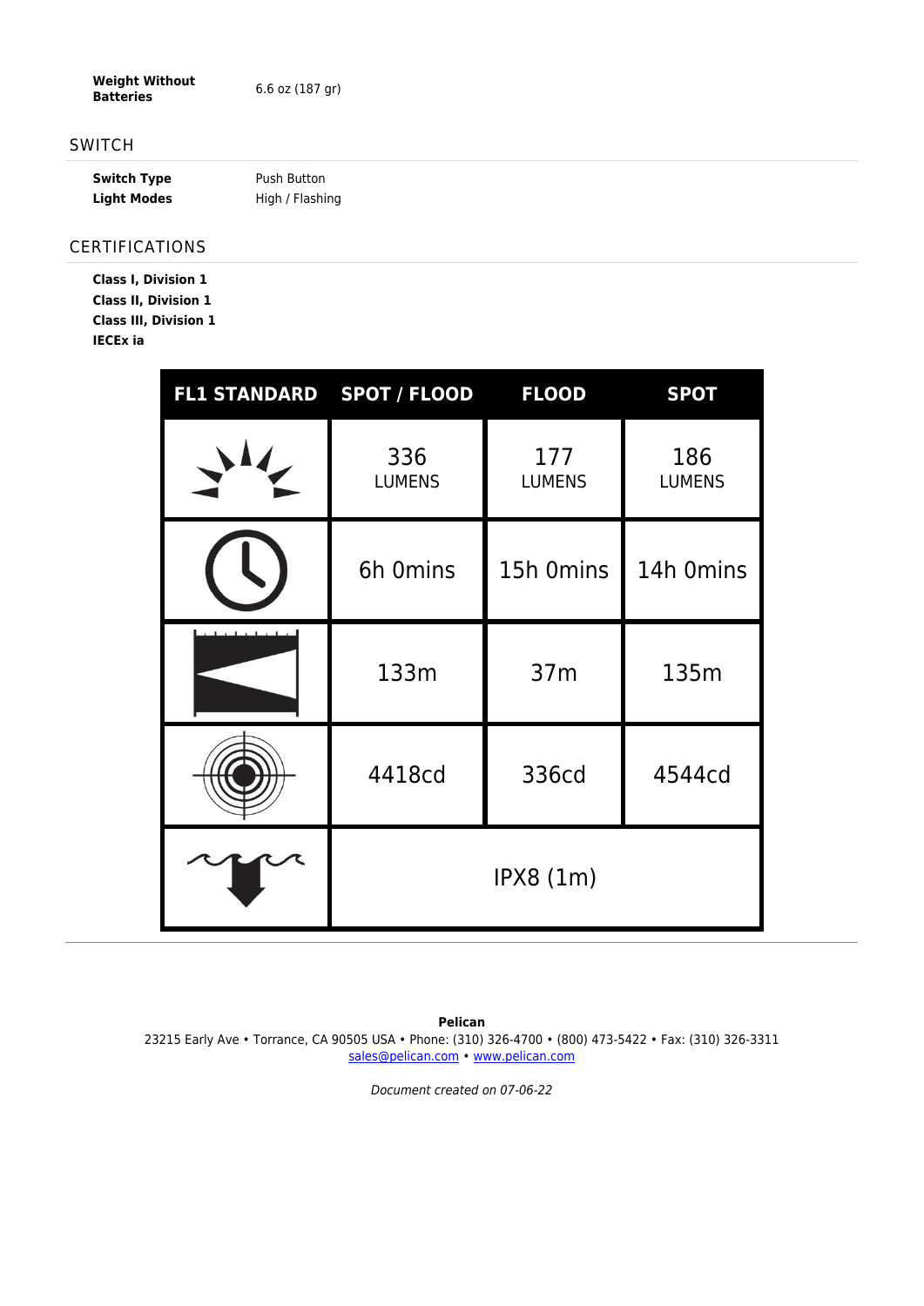| | |
|---|---|
| **Weight Without Batteries** | 6.6 oz (187 gr) |

## SWITCH

| | |
|---|---|
| **Switch Type** | Push Button |
| **Light Modes** | High / Flashing |

## CERTIFICATIONS

**Class I, Division 1**
**Class II, Division 1**
**Class III, Division 1**
**IECEx ia**

| FL1 STANDARD | SPOT / FLOOD | FLOOD | SPOT |
|---|---|---|---|
| | 336 LUMENS | 177 LUMENS | 186 LUMENS |
| | 6h 0mins | 15h 0mins | 14h 0mins |
| | 133m | 37m | 135m |
| | 4418cd | 336cd | 4544cd |
| | IPX8 (1m) | | |

**Pelican**
23215 Early Ave • Torrance, CA 90505 USA • Phone: (310) 326-4700 • (800) 473-5422 • Fax: (310) 326-3311
sales@pelican.com • www.pelican.com

*Document created on 07-06-22*